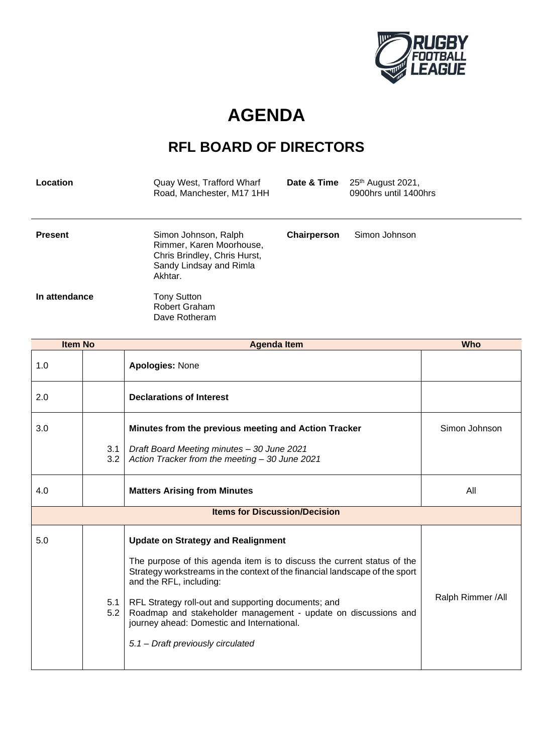# AGENDA

## RFL BOARD OF DIRECTORS

| | | | |
|---|---|---|---|
| **Location** | Quay West, Trafford Wharf Road, Manchester, M17 1HH | **Date & Time** | 25th August 2021, 0900hrs until 1400hrs |
| **Present** | Simon Johnson, Ralph Rimmer, Karen Moorhouse, Chris Brindley, Chris Hurst, Sandy Lindsay and Rimla Akhtar. | **Chairperson** | Simon Johnson |
| **In attendance** | Tony Sutton<br>Robert Graham<br>Dave Rotheram | | |

| Item No | | Agenda Item | Who |
|---|---|---|---|
| 1.0 | | **Apologies:** None | |
| 2.0 | | **Declarations of Interest** | |
| 3.0 | | **Minutes from the previous meeting and Action Tracker** | Simon Johnson |
| | 3.1<br>3.2 | *Draft Board Meeting minutes – 30 June 2021*<br>*Action Tracker from the meeting – 30 June 2021* | |
| 4.0 | | **Matters Arising from Minutes** | All |
| **Items for Discussion/Decision** | | | |
| 5.0 | | **Update on Strategy and Realignment**<br><br>The purpose of this agenda item is to discuss the current status of the Strategy workstreams in the context of the financial landscape of the sport and the RFL, including: | Ralph Rimmer /All |
| | 5.1<br>5.2 | RFL Strategy roll-out and supporting documents; and<br>Roadmap and stakeholder management - update on discussions and journey ahead: Domestic and International.<br><br>*5.1 – Draft previously circulated* | |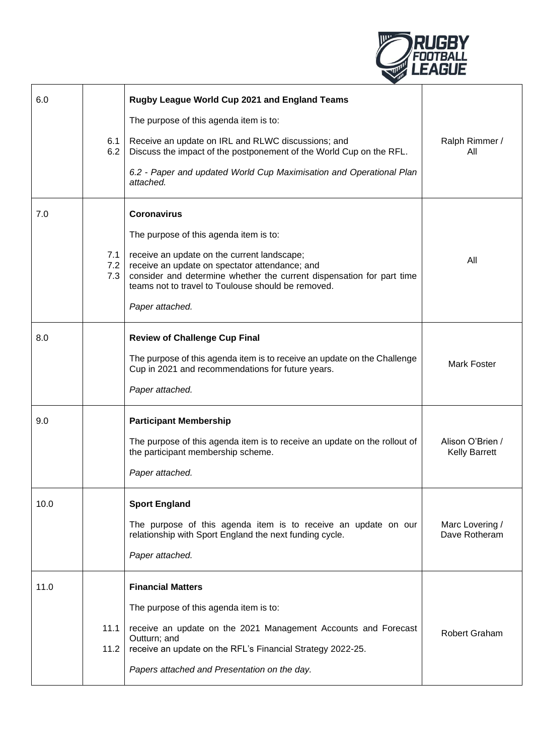| | | | |
|---|---|---|---|
| 6.0 | | **Rugby League World Cup 2021 and England Teams** | |
| | | The purpose of this agenda item is to: | |
| | 6.1<br>6.2 | Receive an update on IRL and RLWC discussions; and<br>Discuss the impact of the postponement of the World Cup on the RFL. | Ralph Rimmer / All |
| | | *6.2 - Paper and updated World Cup Maximisation and Operational Plan attached.* | |
| 7.0 | | **Coronavirus** | |
| | | The purpose of this agenda item is to: | |
| | 7.1<br>7.2<br>7.3 | receive an update on the current landscape;<br>receive an update on spectator attendance; and<br>consider and determine whether the current dispensation for part time teams not to travel to Toulouse should be removed. | All |
| | | *Paper attached.* | |
| 8.0 | | **Review of Challenge Cup Final** | |
| | | The purpose of this agenda item is to receive an update on the Challenge Cup in 2021 and recommendations for future years. | Mark Foster |
| | | *Paper attached.* | |
| 9.0 | | **Participant Membership** | |
| | | The purpose of this agenda item is to receive an update on the rollout of the participant membership scheme. | Alison O'Brien / Kelly Barrett |
| | | *Paper attached.* | |
| 10.0 | | **Sport England** | |
| | | The purpose of this agenda item is to receive an update on our relationship with Sport England the next funding cycle. | Marc Lovering / Dave Rotheram |
| | | *Paper attached.* | |
| 11.0 | | **Financial Matters** | |
| | | The purpose of this agenda item is to: | |
| | 11.1<br>11.2 | receive an update on the 2021 Management Accounts and Forecast Outturn; and<br>receive an update on the RFL's Financial Strategy 2022-25. | Robert Graham |
| | | *Papers attached and Presentation on the day.* | |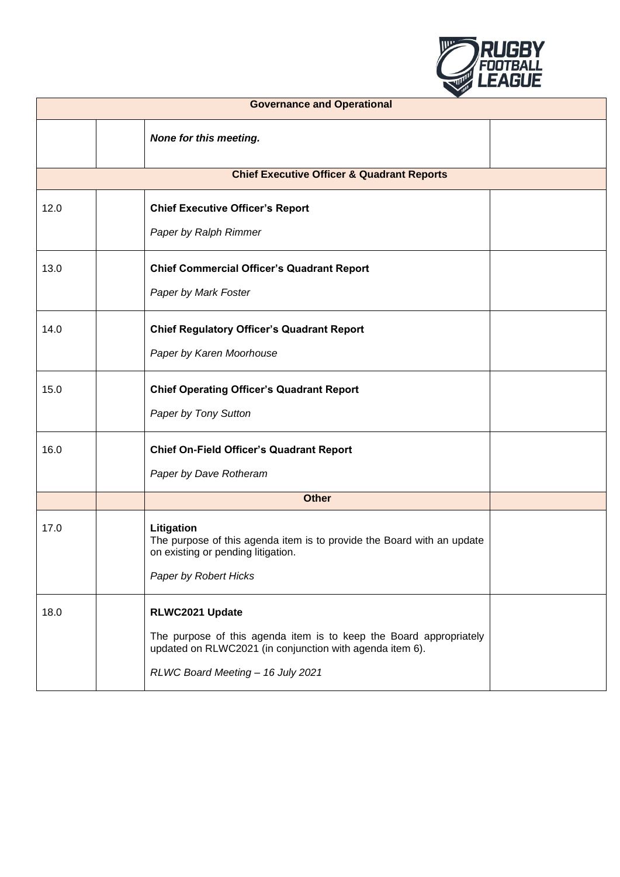| | | | |
|---|---|---|---|
| **Governance and Operational** | | | |
| | | ***None for this meeting.*** | |
| **Chief Executive Officer & Quadrant Reports** | | | |
| 12.0 | | **Chief Executive Officer's Report**<br><br>*Paper by Ralph Rimmer* | |
| 13.0 | | **Chief Commercial Officer's Quadrant Report**<br><br>*Paper by Mark Foster* | |
| 14.0 | | **Chief Regulatory Officer's Quadrant Report**<br><br>*Paper by Karen Moorhouse* | |
| 15.0 | | **Chief Operating Officer's Quadrant Report**<br><br>*Paper by Tony Sutton* | |
| 16.0 | | **Chief On-Field Officer's Quadrant Report**<br><br>*Paper by Dave Rotheram* | |
| | | **Other** | |
| 17.0 | | **Litigation**<br>The purpose of this agenda item is to provide the Board with an update on existing or pending litigation.<br><br>*Paper by Robert Hicks* | |
| 18.0 | | **RLWC2021 Update**<br><br>The purpose of this agenda item is to keep the Board appropriately updated on RLWC2021 (in conjunction with agenda item 6).<br><br>*RLWC Board Meeting – 16 July 2021* | |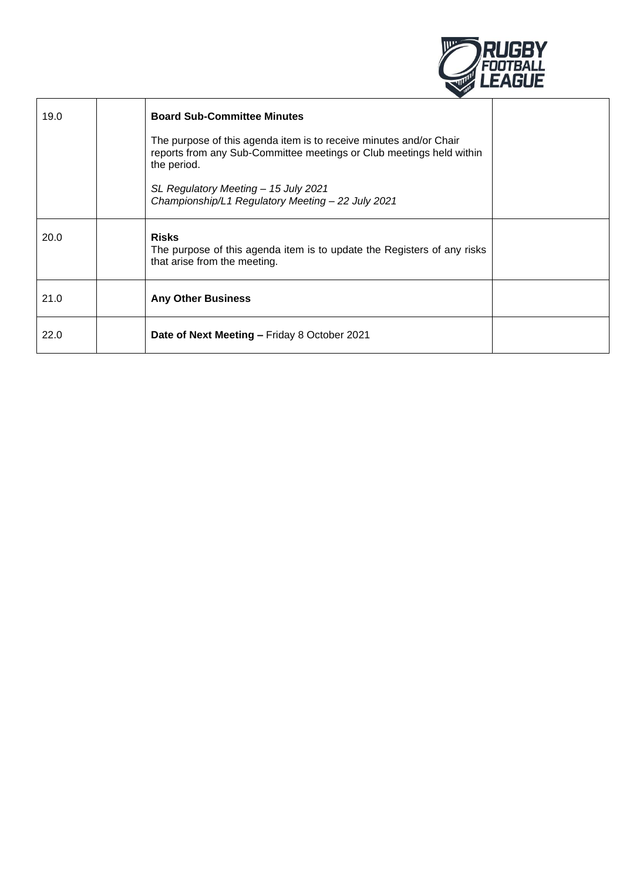| | | | |
|---|---|---|---|
| 19.0 | | **Board Sub-Committee Minutes**<br><br>The purpose of this agenda item is to receive minutes and/or Chair reports from any Sub-Committee meetings or Club meetings held within the period.<br><br>*SL Regulatory Meeting – 15 July 2021*<br>*Championship/L1 Regulatory Meeting – 22 July 2021* | |
| 20.0 | | **Risks**<br>The purpose of this agenda item is to update the Registers of any risks that arise from the meeting. | |
| 21.0 | | **Any Other Business** | |
| 22.0 | | **Date of Next Meeting –** Friday 8 October 2021 | |